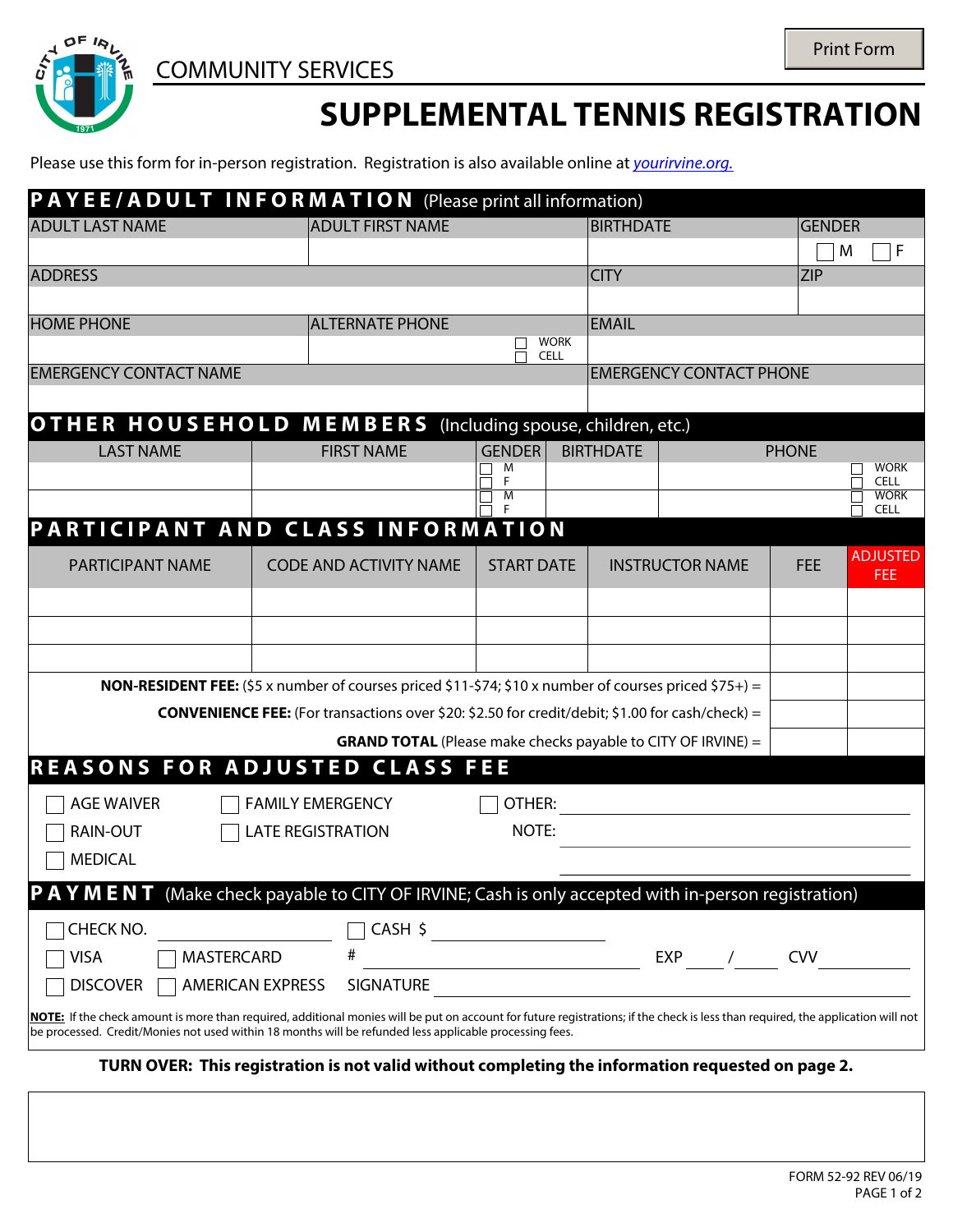COMMUNITY SERVICES

Print Form

# SUPPLEMENTAL TENNIS REGISTRATION

Please use this form for in-person registration. Registration is also available online at *yourirvine.org.*

## PAYEE/ADULT INFORMATION (Please print all information)

| ADULT LAST NAME | ADULT FIRST NAME | BIRTHDATE | GENDER |
|---|---|---|---|
| | | | ☐ M ☐ F |
| **ADDRESS** | | **CITY** | **ZIP** |
| | | | |
| **HOME PHONE** | **ALTERNATE PHONE** | **EMAIL** | |
| | ☐ WORK ☐ CELL | | |
| **EMERGENCY CONTACT NAME** | | **EMERGENCY CONTACT PHONE** | |
| | | | |

## OTHER HOUSEHOLD MEMBERS (Including spouse, children, etc.)

| LAST NAME | FIRST NAME | GENDER | BIRTHDATE | PHONE |
|---|---|---|---|---|
| | | ☐ M ☐ F | | ☐ WORK ☐ CELL |
| | | ☐ M ☐ F | | ☐ WORK ☐ CELL |

## PARTICIPANT AND CLASS INFORMATION

| PARTICIPANT NAME | CODE AND ACTIVITY NAME | START DATE | INSTRUCTOR NAME | FEE | ADJUSTED FEE |
|---|---|---|---|---|---|
| | | | | | |
| | | | | | |
| | | | | | |
| **NON-RESIDENT FEE:** ($5 x number of courses priced $11-$74; $10 x number of courses priced $75+) = | | | | | |
| **CONVENIENCE FEE:** (For transactions over $20: $2.50 for credit/debit; $1.00 for cash/check) = | | | | | |
| **GRAND TOTAL** (Please make checks payable to CITY OF IRVINE) = | | | | | |

## REASONS FOR ADJUSTED CLASS FEE

☐ AGE WAIVER ☐ FAMILY EMERGENCY ☐ OTHER: ____________________

☐ RAIN-OUT ☐ LATE REGISTRATION NOTE: ____________________

☐ MEDICAL

## PAYMENT (Make check payable to CITY OF IRVINE; Cash is only accepted with in-person registration)

☐ CHECK NO. ____________ ☐ CASH $ ____________

☐ VISA ☐ MASTERCARD # ____________________ EXP ____ / ____ CVV ________

☐ DISCOVER ☐ AMERICAN EXPRESS SIGNATURE ____________________

**NOTE:** If the check amount is more than required, additional monies will be put on account for future registrations; if the check is less than required, the application will not be processed. Credit/Monies not used within 18 months will be refunded less applicable processing fees.

**TURN OVER: This registration is not valid without completing the information requested on page 2.**

FORM 52-92 REV 06/19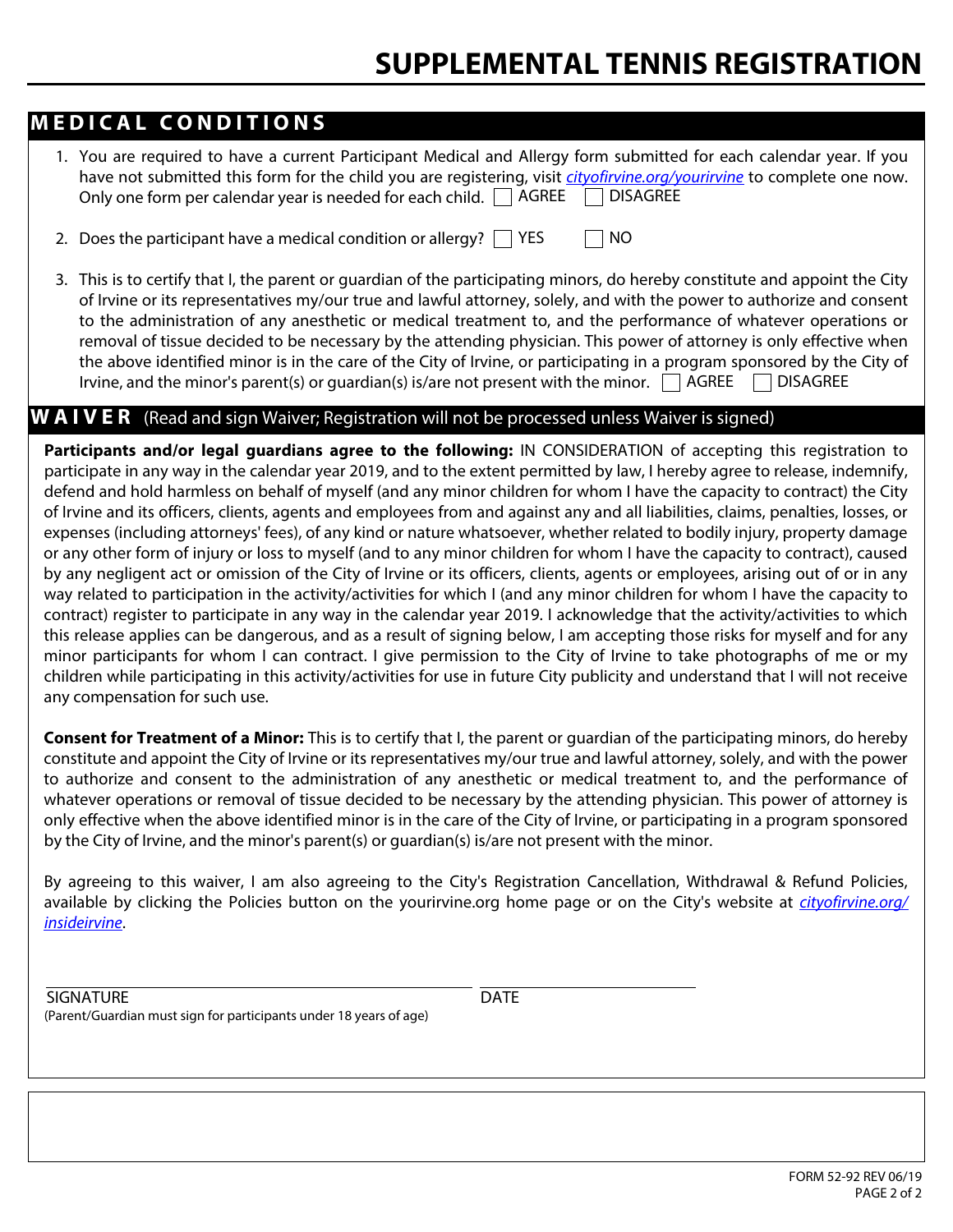# SUPPLEMENTAL TENNIS REGISTRATION

## MEDICAL CONDITIONS

1. You are required to have a current Participant Medical and Allergy form submitted for each calendar year. If you have not submitted this form for the child you are registering, visit *cityofirvine.org/yourirvine* to complete one now. Only one form per calendar year is needed for each child. ☐ AGREE ☐ DISAGREE

2. Does the participant have a medical condition or allergy? ☐ YES ☐ NO

3. This is to certify that I, the parent or guardian of the participating minors, do hereby constitute and appoint the City of Irvine or its representatives my/our true and lawful attorney, solely, and with the power to authorize and consent to the administration of any anesthetic or medical treatment to, and the performance of whatever operations or removal of tissue decided to be necessary by the attending physician. This power of attorney is only effective when the above identified minor is in the care of the City of Irvine, or participating in a program sponsored by the City of Irvine, and the minor's parent(s) or guardian(s) is/are not present with the minor. ☐ AGREE ☐ DISAGREE

## WAIVER (Read and sign Waiver; Registration will not be processed unless Waiver is signed)

**Participants and/or legal guardians agree to the following:** IN CONSIDERATION of accepting this registration to participate in any way in the calendar year 2019, and to the extent permitted by law, I hereby agree to release, indemnify, defend and hold harmless on behalf of myself (and any minor children for whom I have the capacity to contract) the City of Irvine and its officers, clients, agents and employees from and against any and all liabilities, claims, penalties, losses, or expenses (including attorneys' fees), of any kind or nature whatsoever, whether related to bodily injury, property damage or any other form of injury or loss to myself (and to any minor children for whom I have the capacity to contract), caused by any negligent act or omission of the City of Irvine or its officers, clients, agents or employees, arising out of or in any way related to participation in the activity/activities for which I (and any minor children for whom I have the capacity to contract) register to participate in any way in the calendar year 2019. I acknowledge that the activity/activities to which this release applies can be dangerous, and as a result of signing below, I am accepting those risks for myself and for any minor participants for whom I can contract. I give permission to the City of Irvine to take photographs of me or my children while participating in this activity/activities for use in future City publicity and understand that I will not receive any compensation for such use.

**Consent for Treatment of a Minor:** This is to certify that I, the parent or guardian of the participating minors, do hereby constitute and appoint the City of Irvine or its representatives my/our true and lawful attorney, solely, and with the power to authorize and consent to the administration of any anesthetic or medical treatment to, and the performance of whatever operations or removal of tissue decided to be necessary by the attending physician. This power of attorney is only effective when the above identified minor is in the care of the City of Irvine, or participating in a program sponsored by the City of Irvine, and the minor's parent(s) or guardian(s) is/are not present with the minor.

By agreeing to this waiver, I am also agreeing to the City's Registration Cancellation, Withdrawal & Refund Policies, available by clicking the Policies button on the yourirvine.org home page or on the City's website at *cityofirvine.org/insideirvine*.

SIGNATURE ____________________ DATE ____________

(Parent/Guardian must sign for participants under 18 years of age)

FORM 52-92 REV 06/19